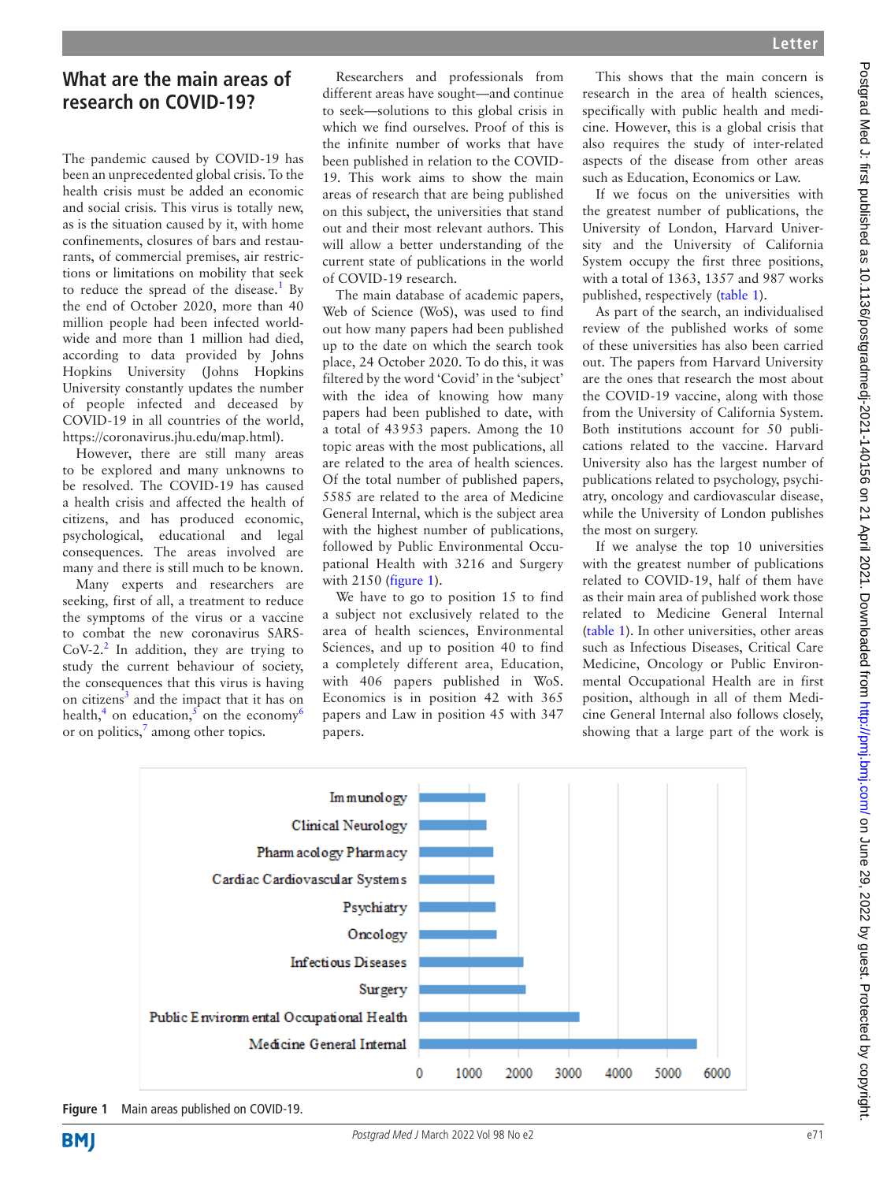# What are the main areas of research on COVID-19?

The pandemic caused by COVID-19 has been an unprecedented global crisis. To the health crisis must be added an economic and social crisis. This virus is totally new, as is the situation caused by it, with home confinements, closures of bars and restaurants, of commercial premises, air restrictions or limitations on mobility that seek to reduce the spread of the disease.[1] By the end of October 2020, more than 40 million people had been infected worldwide and more than 1 million had died, according to data provided by Johns Hopkins University (Johns Hopkins University constantly updates the number of people infected and deceased by COVID-19 in all countries of the world, https://coronavirus.jhu.edu/map.html).

However, there are still many areas to be explored and many unknowns to be resolved. The COVID-19 has caused a health crisis and affected the health of citizens, and has produced economic, psychological, educational and legal consequences. The areas involved are many and there is still much to be known.

Many experts and researchers are seeking, first of all, a treatment to reduce the symptoms of the virus or a vaccine to combat the new coronavirus SARS-CoV-2.[2] In addition, they are trying to study the current behaviour of society, the consequences that this virus is having on citizens[3] and the impact that it has on health,[4] on education,[5] on the economy[6] or on politics,[7] among other topics.

Researchers and professionals from different areas have sought—and continue to seek—solutions to this global crisis in which we find ourselves. Proof of this is the infinite number of works that have been published in relation to the COVID-19. This work aims to show the main areas of research that are being published on this subject, the universities that stand out and their most relevant authors. This will allow a better understanding of the current state of publications in the world of COVID-19 research.

The main database of academic papers, Web of Science (WoS), was used to find out how many papers had been published up to the date on which the search took place, 24 October 2020. To do this, it was filtered by the word 'Covid' in the 'subject' with the idea of knowing how many papers had been published to date, with a total of 43 953 papers. Among the 10 topic areas with the most publications, all are related to the area of health sciences. Of the total number of published papers, 5585 are related to the area of Medicine General Internal, which is the subject area with the highest number of publications, followed by Public Environmental Occupational Health with 3216 and Surgery with 2150 (figure 1).

We have to go to position 15 to find a subject not exclusively related to the area of health sciences, Environmental Sciences, and up to position 40 to find a completely different area, Education, with 406 papers published in WoS. Economics is in position 42 with 365 papers and Law in position 45 with 347 papers.

This shows that the main concern is research in the area of health sciences, specifically with public health and medicine. However, this is a global crisis that also requires the study of inter-related aspects of the disease from other areas such as Education, Economics or Law.

If we focus on the universities with the greatest number of publications, the University of London, Harvard University and the University of California System occupy the first three positions, with a total of 1363, 1357 and 987 works published, respectively (table 1).

As part of the search, an individualised review of the published works of some of these universities has also been carried out. The papers from Harvard University are the ones that research the most about the COVID-19 vaccine, along with those from the University of California System. Both institutions account for 50 publications related to the vaccine. Harvard University also has the largest number of publications related to psychology, psychiatry, oncology and cardiovascular disease, while the University of London publishes the most on surgery.

If we analyse the top 10 universities with the greatest number of publications related to COVID-19, half of them have as their main area of published work those related to Medicine General Internal (table 1). In other universities, other areas such as Infectious Diseases, Critical Care Medicine, Oncology or Public Environmental Occupational Health are in first position, although in all of them Medicine General Internal also follows closely, showing that a large part of the work is

| Area | Number of publications (approx.) |
|---|---|
| Immunology | |
| Clinical Neurology | |
| Pharmacology Pharmacy | |
| Cardiac Cardiovascular Systems | |
| Psychiatry | |
| Oncology | |
| Infectious Diseases | |
| Surgery | |
| Public Environmental Occupational Health | |
| Medicine General Internal | |

Figure 1 Main areas published on COVID-19.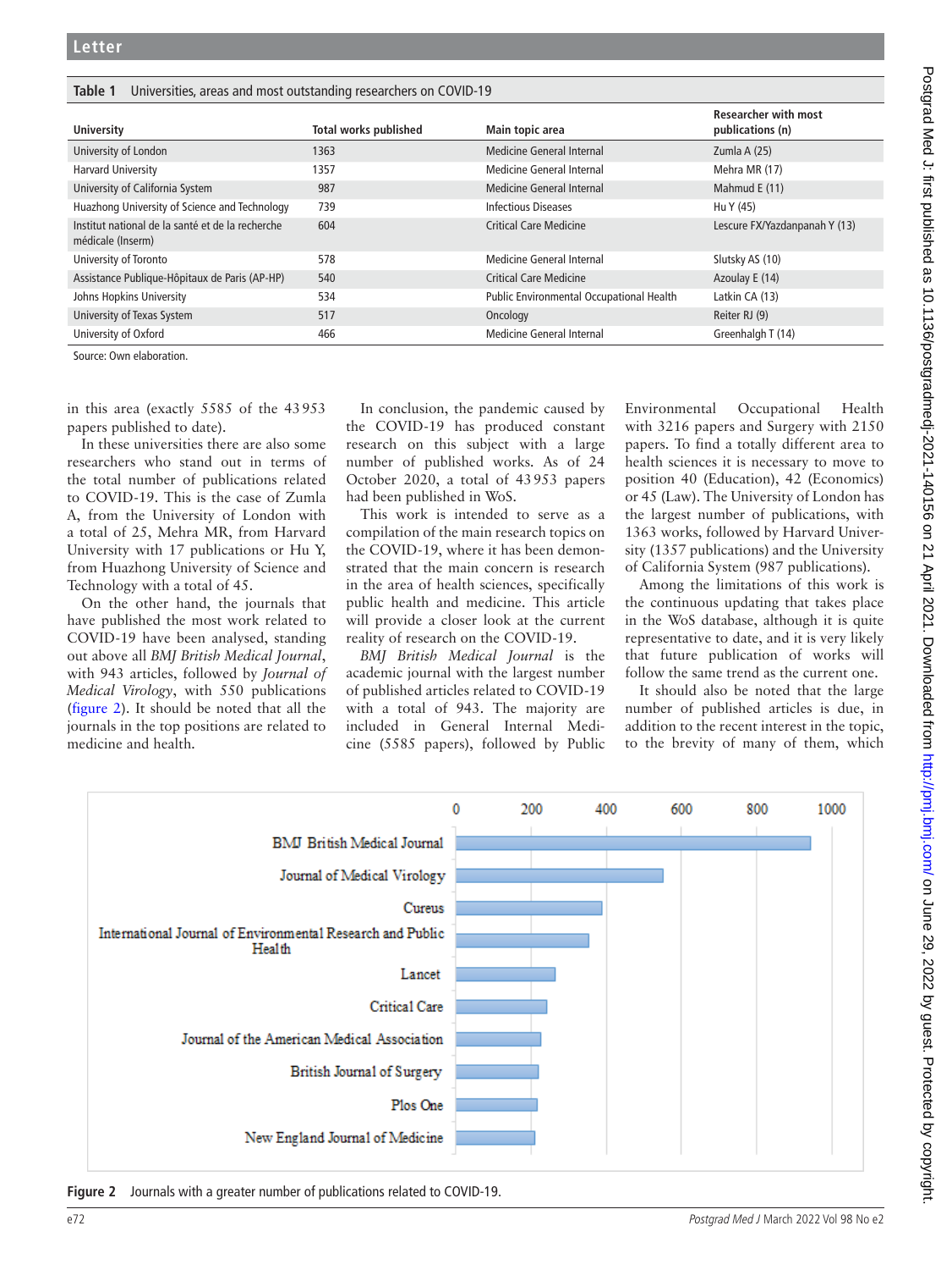Table 1 Universities, areas and most outstanding researchers on COVID-19

| University | Total works published | Main topic area | Researcher with most publications (n) |
|---|---|---|---|
| University of London | 1363 | Medicine General Internal | Zumla A (25) |
| Harvard University | 1357 | Medicine General Internal | Mehra MR (17) |
| University of California System | 987 | Medicine General Internal | Mahmud E (11) |
| Huazhong University of Science and Technology | 739 | Infectious Diseases | Hu Y (45) |
| Institut national de la santé et de la recherche médicale (Inserm) | 604 | Critical Care Medicine | Lescure FX/Yazdanpanah Y (13) |
| University of Toronto | 578 | Medicine General Internal | Slutsky AS (10) |
| Assistance Publique-Hôpitaux de Paris (AP-HP) | 540 | Critical Care Medicine | Azoulay E (14) |
| Johns Hopkins University | 534 | Public Environmental Occupational Health | Latkin CA (13) |
| University of Texas System | 517 | Oncology | Reiter RJ (9) |
| University of Oxford | 466 | Medicine General Internal | Greenhalgh T (14) |

Source: Own elaboration.

in this area (exactly 5585 of the 43953 papers published to date).

In these universities there are also some researchers who stand out in terms of the total number of publications related to COVID-19. This is the case of Zumla A, from the University of London with a total of 25, Mehra MR, from Harvard University with 17 publications or Hu Y, from Huazhong University of Science and Technology with a total of 45.

On the other hand, the journals that have published the most work related to COVID-19 have been analysed, standing out above all *BMJ British Medical Journal*, with 943 articles, followed by *Journal of Medical Virology*, with 550 publications (figure 2). It should be noted that all the journals in the top positions are related to medicine and health.

In conclusion, the pandemic caused by the COVID-19 has produced constant research on this subject with a large number of published works. As of 24 October 2020, a total of 43953 papers had been published in WoS.

This work is intended to serve as a compilation of the main research topics on the COVID-19, where it has been demonstrated that the main concern is research in the area of health sciences, specifically public health and medicine. This article will provide a closer look at the current reality of research on the COVID-19.

*BMJ British Medical Journal* is the academic journal with the largest number of published articles related to COVID-19 with a total of 943. The majority are included in General Internal Medicine (5585 papers), followed by Public Environmental Occupational Health with 3216 papers and Surgery with 2150 papers. To find a totally different area to health sciences it is necessary to move to position 40 (Education), 42 (Economics) or 45 (Law). The University of London has the largest number of publications, with 1363 works, followed by Harvard University (1357 publications) and the University of California System (987 publications).

Among the limitations of this work is the continuous updating that takes place in the WoS database, although it is quite representative to date, and it is very likely that future publication of works will follow the same trend as the current one.

It should also be noted that the large number of published articles is due, in addition to the recent interest in the topic, to the brevity of many of them, which

| Journal | Publications (approx.) |
|---|---|
| BMJ British Medical Journal | 943 |
| Journal of Medical Virology | 550 |
| Cureus | ~390 |
| International Journal of Environmental Research and Public Health | ~355 |
| Lancet | ~265 |
| Critical Care | ~245 |
| Journal of the American Medical Association | ~228 |
| British Journal of Surgery | ~222 |
| Plos One | ~218 |
| New England Journal of Medicine | ~212 |

Figure 2 Journals with a greater number of publications related to COVID-19.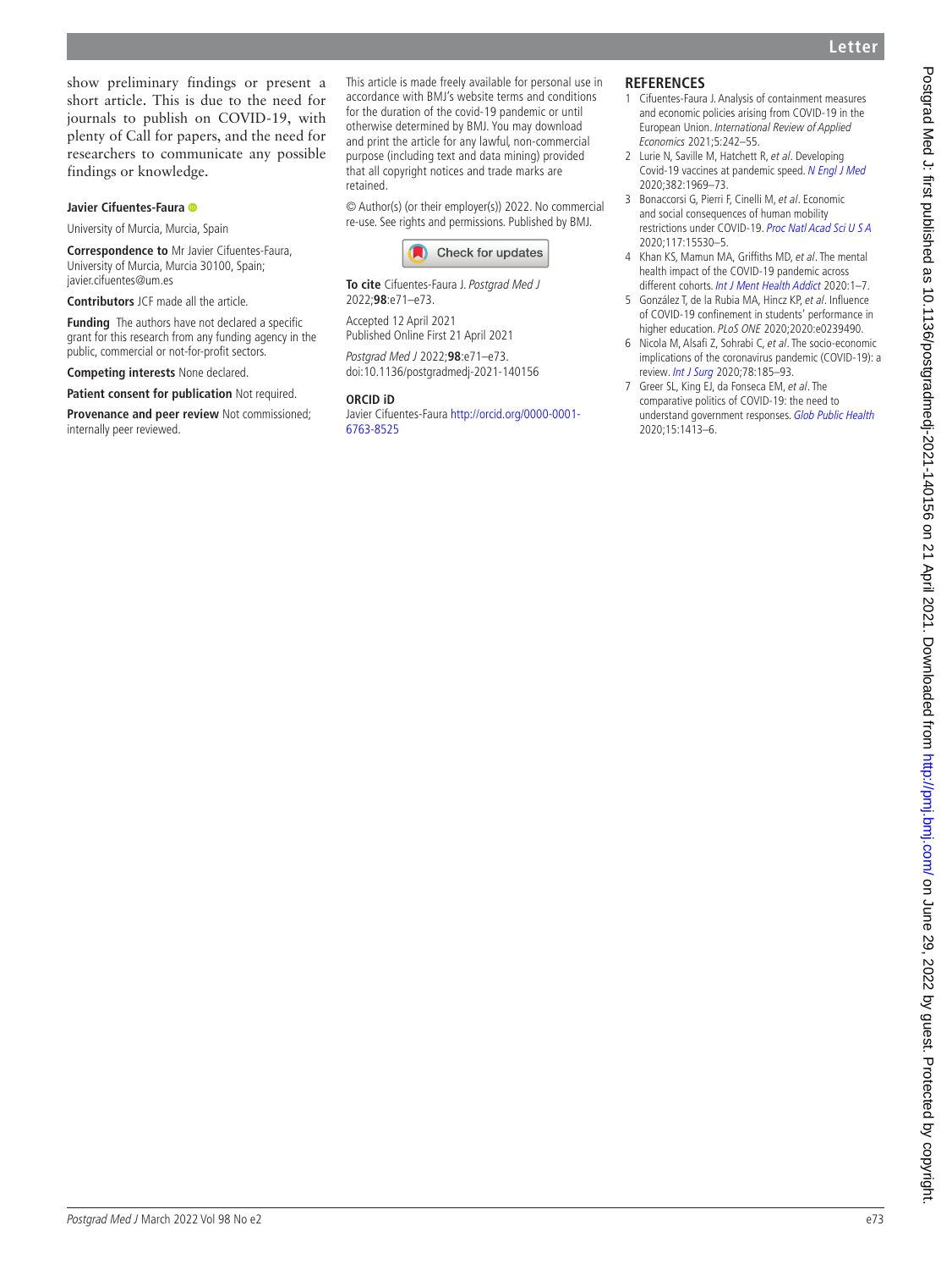show preliminary findings or present a short article. This is due to the need for journals to publish on COVID-19, with plenty of Call for papers, and the need for researchers to communicate any possible findings or knowledge.

**Javier Cifuentes-Faura**

University of Murcia, Murcia, Spain

**Correspondence to** Mr Javier Cifuentes-Faura, University of Murcia, Murcia 30100, Spain; javier.cifuentes@um.es

**Contributors** JCF made all the article.

**Funding** The authors have not declared a specific grant for this research from any funding agency in the public, commercial or not-for-profit sectors.

**Competing interests** None declared.

**Patient consent for publication** Not required.

**Provenance and peer review** Not commissioned; internally peer reviewed.

This article is made freely available for personal use in accordance with BMJ's website terms and conditions for the duration of the covid-19 pandemic or until otherwise determined by BMJ. You may download and print the article for any lawful, non-commercial purpose (including text and data mining) provided that all copyright notices and trade marks are retained.

© Author(s) (or their employer(s)) 2022. No commercial re-use. See rights and permissions. Published by BMJ.

**To cite** Cifuentes-Faura J. *Postgrad Med J* 2022;**98**:e71–e73.

Accepted 12 April 2021
Published Online First 21 April 2021

*Postgrad Med J* 2022;**98**:e71–e73.
doi:10.1136/postgradmedj-2021-140156

**ORCID iD**

Javier Cifuentes-Faura http://orcid.org/0000-0001-6763-8525

## REFERENCES

1. Cifuentes-Faura J. Analysis of containment measures and economic policies arising from COVID-19 in the European Union. *International Review of Applied Economics* 2021;5:242–55.
2. Lurie N, Saville M, Hatchett R, *et al*. Developing Covid-19 vaccines at pandemic speed. *N Engl J Med* 2020;382:1969–73.
3. Bonaccorsi G, Pierri F, Cinelli M, *et al*. Economic and social consequences of human mobility restrictions under COVID-19. *Proc Natl Acad Sci U S A* 2020;117:15530–5.
4. Khan KS, Mamun MA, Griffiths MD, *et al*. The mental health impact of the COVID-19 pandemic across different cohorts. *Int J Ment Health Addict* 2020:1–7.
5. González T, de la Rubia MA, Hincz KP, *et al*. Influence of COVID-19 confinement in students' performance in higher education. *PLoS ONE* 2020;2020:e0239490.
6. Nicola M, Alsafi Z, Sohrabi C, *et al*. The socio-economic implications of the coronavirus pandemic (COVID-19): a review. *Int J Surg* 2020;78:185–93.
7. Greer SL, King EJ, da Fonseca EM, *et al*. The comparative politics of COVID-19: the need to understand government responses. *Glob Public Health* 2020;15:1413–6.